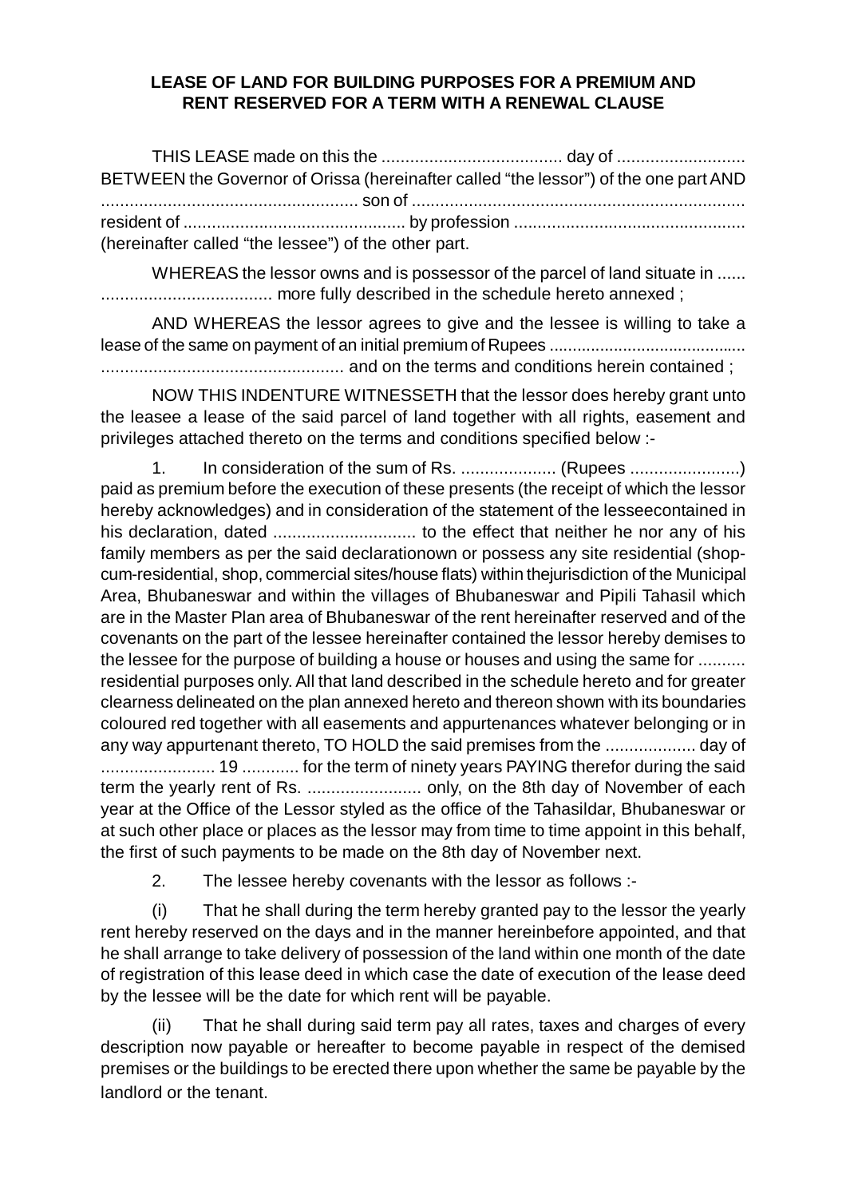**LEASE OF LAND FOR BUILDING PURPOSES FOR A PREMIUM AND RENT RESERVED FOR A TERM WITH A RENEWAL CLAUSE**

THIS LEASE made on this the ...................................... day of ........................... BETWEEN the Governor of Orissa (hereinafter called "the lessor") of the one part AND ...................................................... son of ...................................................................... resident of .............................................. by profession ................................................ (hereinafter called "the lessee") of the other part.

WHEREAS the lessor owns and is possessor of the parcel of land situate in ...... .................................... more fully described in the schedule hereto annexed ;

AND WHEREAS the lessor agrees to give and the lessee is willing to take a lease of the same on payment of an initial premium of Rupees .......................................... .................................................. and on the terms and conditions herein contained ;

NOW THIS INDENTURE WITNESSETH that the lessor does hereby grant unto the leasee a lease of the said parcel of land together with all rights, easement and privileges attached thereto on the terms and conditions specified below :-

1. In consideration of the sum of Rs. .................... (Rupees .......................) paid as premium before the execution of these presents (the receipt of which the lessor hereby acknowledges) and in consideration of the statement of the lesseecontained in his declaration, dated .............................. to the effect that neither he nor any of his family members as per the said declarationown or possess any site residential (shop-cum-residential, shop, commercial sites/house flats) within thejurisdiction of the Municipal Area, Bhubaneswar and within the villages of Bhubaneswar and Pipili Tahasil which are in the Master Plan area of Bhubaneswar of the rent hereinafter reserved and of the covenants on the part of the lessee hereinafter contained the lessor hereby demises to the lessee for the purpose of building a house or houses and using the same for .......... residential purposes only. All that land described in the schedule hereto and for greater clearness delineated on the plan annexed hereto and thereon shown with its boundaries coloured red together with all easements and appurtenances whatever belonging or in any way appurtenant thereto, TO HOLD the said premises from the ................... day of ........................ 19 ............ for the term of ninety years PAYING therefor during the said term the yearly rent of Rs. ........................ only, on the 8th day of November of each year at the Office of the Lessor styled as the office of the Tahasildar, Bhubaneswar or at such other place or places as the lessor may from time to time appoint in this behalf, the first of such payments to be made on the 8th day of November next.

2. The lessee hereby covenants with the lessor as follows :-

(i) That he shall during the term hereby granted pay to the lessor the yearly rent hereby reserved on the days and in the manner hereinbefore appointed, and that he shall arrange to take delivery of possession of the land within one month of the date of registration of this lease deed in which case the date of execution of the lease deed by the lessee will be the date for which rent will be payable.

(ii) That he shall during said term pay all rates, taxes and charges of every description now payable or hereafter to become payable in respect of the demised premises or the buildings to be erected there upon whether the same be payable by the landlord or the tenant.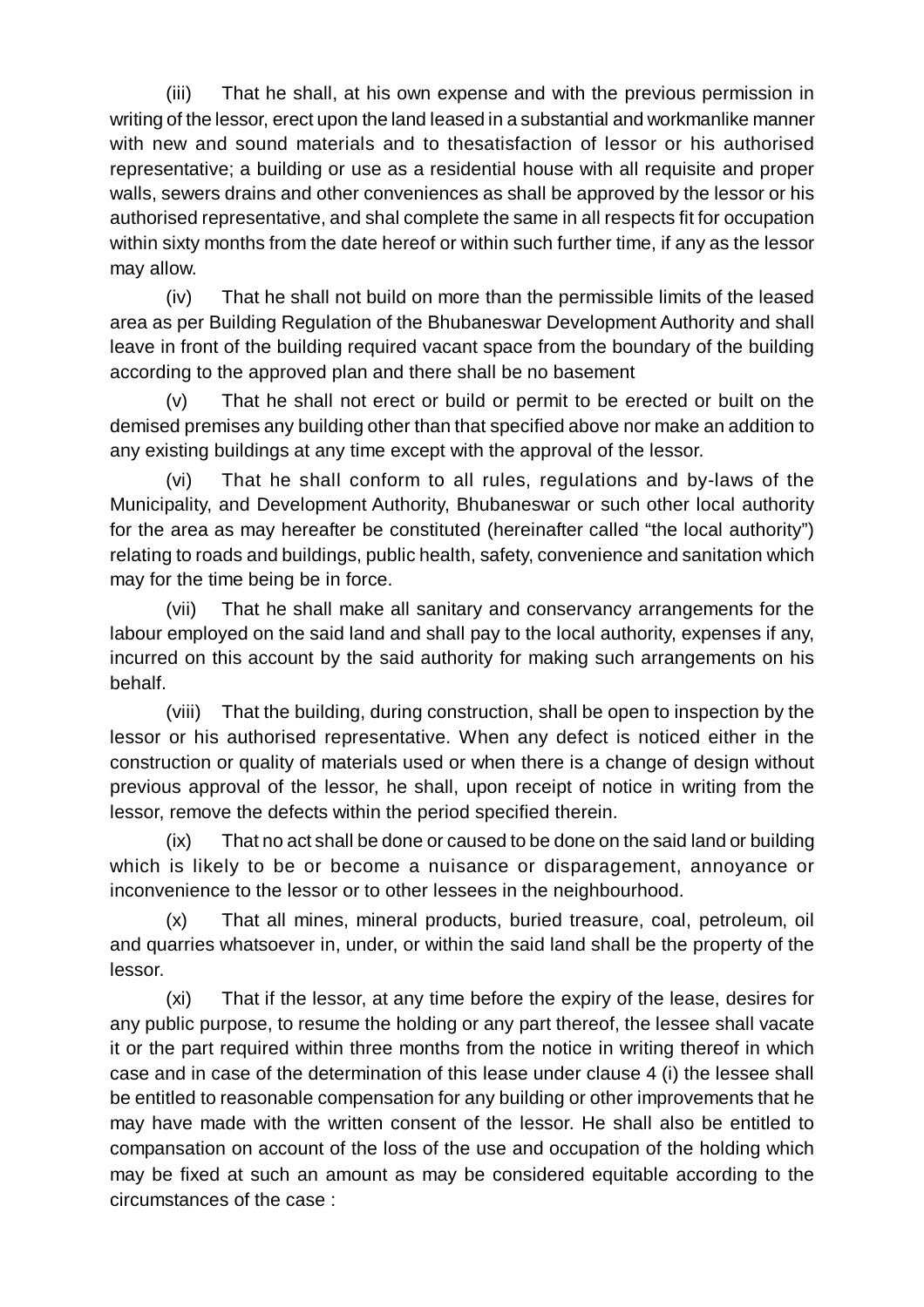(iii) That he shall, at his own expense and with the previous permission in writing of the lessor, erect upon the land leased in a substantial and workmanlike manner with new and sound materials and to thesatisfaction of lessor or his authorised representative; a building or use as a residential house with all requisite and proper walls, sewers drains and other conveniences as shall be approved by the lessor or his authorised representative, and shal complete the same in all respects fit for occupation within sixty months from the date hereof or within such further time, if any as the lessor may allow.

(iv) That he shall not build on more than the permissible limits of the leased area as per Building Regulation of the Bhubaneswar Development Authority and shall leave in front of the building required vacant space from the boundary of the building according to the approved plan and there shall be no basement

(v) That he shall not erect or build or permit to be erected or built on the demised premises any building other than that specified above nor make an addition to any existing buildings at any time except with the approval of the lessor.

(vi) That he shall conform to all rules, regulations and by-laws of the Municipality, and Development Authority, Bhubaneswar or such other local authority for the area as may hereafter be constituted (hereinafter called "the local authority") relating to roads and buildings, public health, safety, convenience and sanitation which may for the time being be in force.

(vii) That he shall make all sanitary and conservancy arrangements for the labour employed on the said land and shall pay to the local authority, expenses if any, incurred on this account by the said authority for making such arrangements on his behalf.

(viii) That the building, during construction, shall be open to inspection by the lessor or his authorised representative. When any defect is noticed either in the construction or quality of materials used or when there is a change of design without previous approval of the lessor, he shall, upon receipt of notice in writing from the lessor, remove the defects within the period specified therein.

(ix) That no act shall be done or caused to be done on the said land or building which is likely to be or become a nuisance or disparagement, annoyance or inconvenience to the lessor or to other lessees in the neighbourhood.

(x) That all mines, mineral products, buried treasure, coal, petroleum, oil and quarries whatsoever in, under, or within the said land shall be the property of the lessor.

(xi) That if the lessor, at any time before the expiry of the lease, desires for any public purpose, to resume the holding or any part thereof, the lessee shall vacate it or the part required within three months from the notice in writing thereof in which case and in case of the determination of this lease under clause 4 (i) the lessee shall be entitled to reasonable compensation for any building or other improvements that he may have made with the written consent of the lessor. He shall also be entitled to compansation on account of the loss of the use and occupation of the holding which may be fixed at such an amount as may be considered equitable according to the circumstances of the case :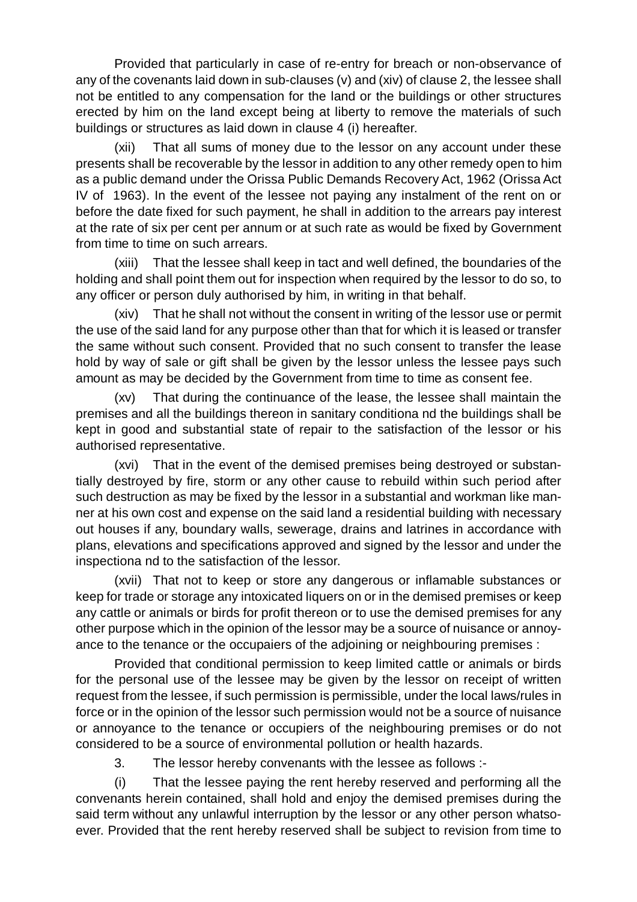Provided that particularly in case of re-entry for breach or non-observance of any of the covenants laid down in sub-clauses (v) and (xiv) of clause 2, the lessee shall not be entitled to any compensation for the land or the buildings or other structures erected by him on the land except being at liberty to remove the materials of such buildings or structures as laid down in clause 4 (i) hereafter.

(xii) That all sums of money due to the lessor on any account under these presents shall be recoverable by the lessor in addition to any other remedy open to him as a public demand under the Orissa Public Demands Recovery Act, 1962 (Orissa Act IV of 1963). In the event of the lessee not paying any instalment of the rent on or before the date fixed for such payment, he shall in addition to the arrears pay interest at the rate of six per cent per annum or at such rate as would be fixed by Government from time to time on such arrears.

(xiii) That the lessee shall keep in tact and well defined, the boundaries of the holding and shall point them out for inspection when required by the lessor to do so, to any officer or person duly authorised by him, in writing in that behalf.

(xiv) That he shall not without the consent in writing of the lessor use or permit the use of the said land for any purpose other than that for which it is leased or transfer the same without such consent. Provided that no such consent to transfer the lease hold by way of sale or gift shall be given by the lessor unless the lessee pays such amount as may be decided by the Government from time to time as consent fee.

(xv) That during the continuance of the lease, the lessee shall maintain the premises and all the buildings thereon in sanitary conditiona nd the buildings shall be kept in good and substantial state of repair to the satisfaction of the lessor or his authorised representative.

(xvi) That in the event of the demised premises being destroyed or substantially destroyed by fire, storm or any other cause to rebuild within such period after such destruction as may be fixed by the lessor in a substantial and workman like manner at his own cost and expense on the said land a residential building with necessary out houses if any, boundary walls, sewerage, drains and latrines in accordance with plans, elevations and specifications approved and signed by the lessor and under the inspectiona nd to the satisfaction of the lessor.

(xvii) That not to keep or store any dangerous or inflamable substances or keep for trade or storage any intoxicated liquers on or in the demised premises or keep any cattle or animals or birds for profit thereon or to use the demised premises for any other purpose which in the opinion of the lessor may be a source of nuisance or annoyance to the tenance or the occupaiers of the adjoining or neighbouring premises :

Provided that conditional permission to keep limited cattle or animals or birds for the personal use of the lessee may be given by the lessor on receipt of written request from the lessee, if such permission is permissible, under the local laws/rules in force or in the opinion of the lessor such permission would not be a source of nuisance or annoyance to the tenance or occupiers of the neighbouring premises or do not considered to be a source of environmental pollution or health hazards.

3. The lessor hereby convenants with the lessee as follows :-

(i) That the lessee paying the rent hereby reserved and performing all the convenants herein contained, shall hold and enjoy the demised premises during the said term without any unlawful interruption by the lessor or any other person whatsoever. Provided that the rent hereby reserved shall be subject to revision from time to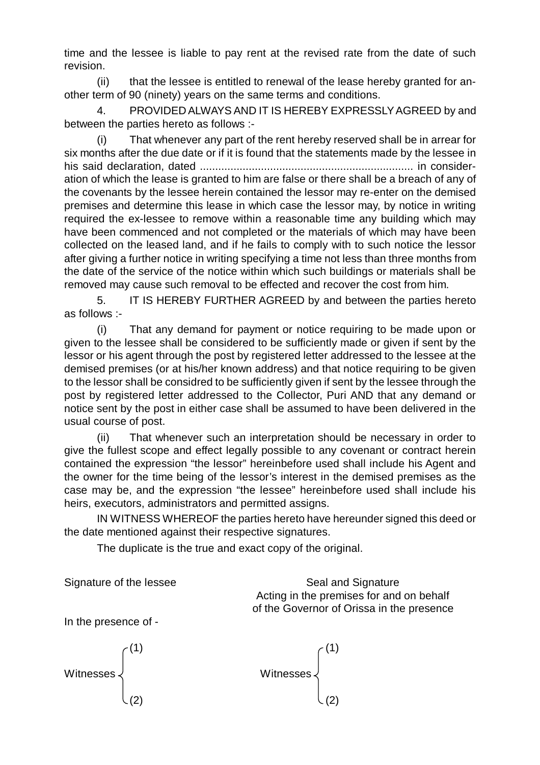time and the lessee is liable to pay rent at the revised rate from the date of such revision.

(ii) that the lessee is entitled to renewal of the lease hereby granted for another term of 90 (ninety) years on the same terms and conditions.

4. PROVIDED ALWAYS AND IT IS HEREBY EXPRESSLY AGREED by and between the parties hereto as follows :-

(i) That whenever any part of the rent hereby reserved shall be in arrear for six months after the due date or if it is found that the statements made by the lessee in his said declaration, dated ..................................................................... in consideration of which the lease is granted to him are false or there shall be a breach of any of the covenants by the lessee herein contained the lessor may re-enter on the demised premises and determine this lease in which case the lessor may, by notice in writing required the ex-lessee to remove within a reasonable time any building which may have been commenced and not completed or the materials of which may have been collected on the leased land, and if he fails to comply with to such notice the lessor after giving a further notice in writing specifying a time not less than three months from the date of the service of the notice within which such buildings or materials shall be removed may cause such removal to be effected and recover the cost from him.

5. IT IS HEREBY FURTHER AGREED by and between the parties hereto as follows :-

(i) That any demand for payment or notice requiring to be made upon or given to the lessee shall be considered to be sufficiently made or given if sent by the lessor or his agent through the post by registered letter addressed to the lessee at the demised premises (or at his/her known address) and that notice requiring to be given to the lessor shall be considred to be sufficiently given if sent by the lessee through the post by registered letter addressed to the Collector, Puri AND that any demand or notice sent by the post in either case shall be assumed to have been delivered in the usual course of post.

(ii) That whenever such an interpretation should be necessary in order to give the fullest scope and effect legally possible to any covenant or contract herein contained the expression "the lessor" hereinbefore used shall include his Agent and the owner for the time being of the lessor's interest in the demised premises as the case may be, and the expression "the lessee" hereinbefore used shall include his heirs, executors, administrators and permitted assigns.

IN WITNESS WHEREOF the parties hereto have hereunder signed this deed or the date mentioned against their respective signatures.

The duplicate is the true and exact copy of the original.

Signature of the lessee

Seal and Signature
Acting in the premises for and on behalf
of the Governor of Orissa in the presence

In the presence of -

Witnesses (1)
(2)

Witnesses (1)
(2)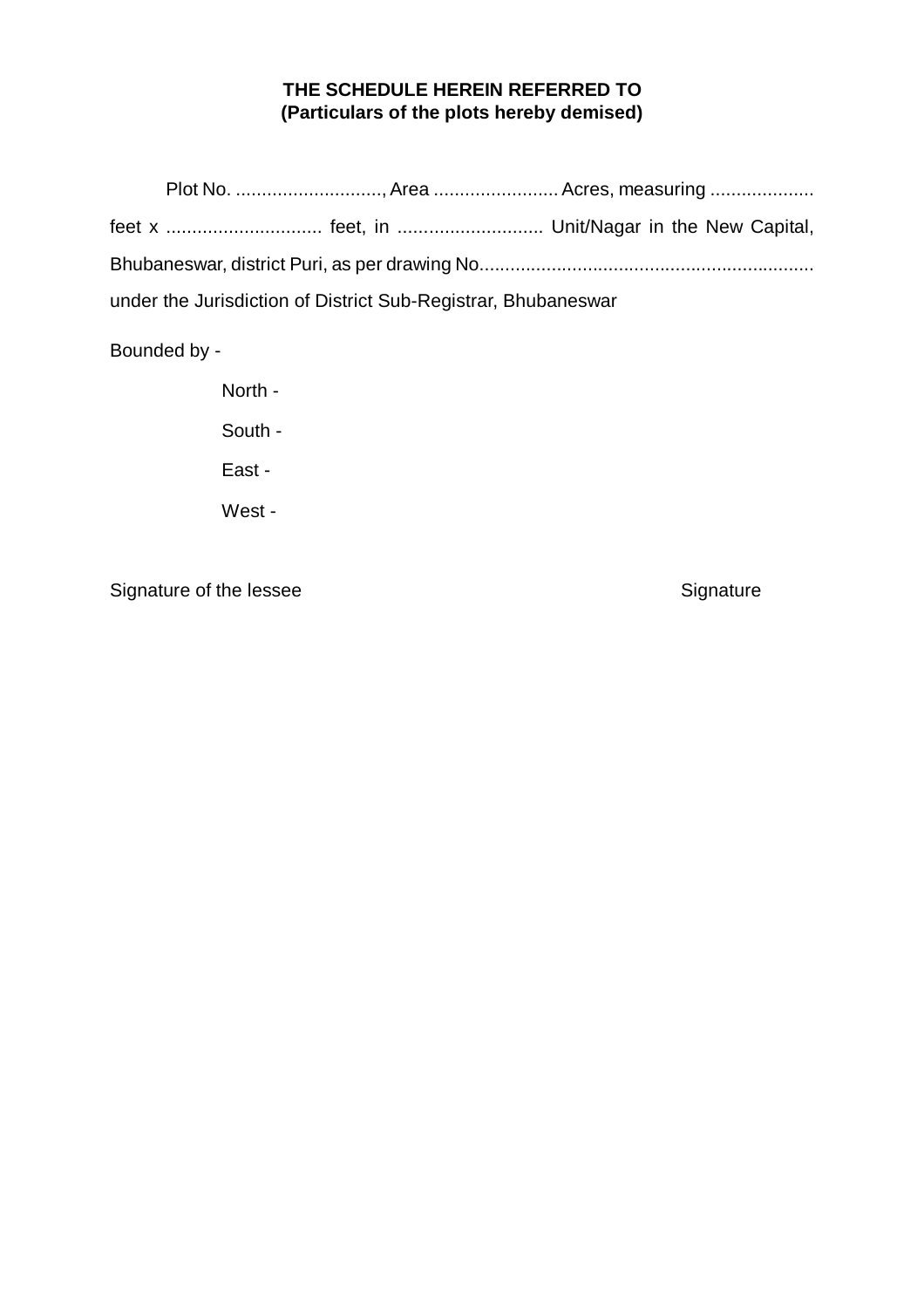**THE SCHEDULE HEREIN REFERRED TO**
**(Particulars of the plots hereby demised)**

Plot No. ............................., Area ........................ Acres, measuring .................... feet x .............................. feet, in ............................ Unit/Nagar in the New Capital, Bhubaneswar, district Puri, as per drawing No................................................................. under the Jurisdiction of District Sub-Registrar, Bhubaneswar

Bounded by -

North -

South -

East -

West -

Signature of the lessee                                                                                   Signature